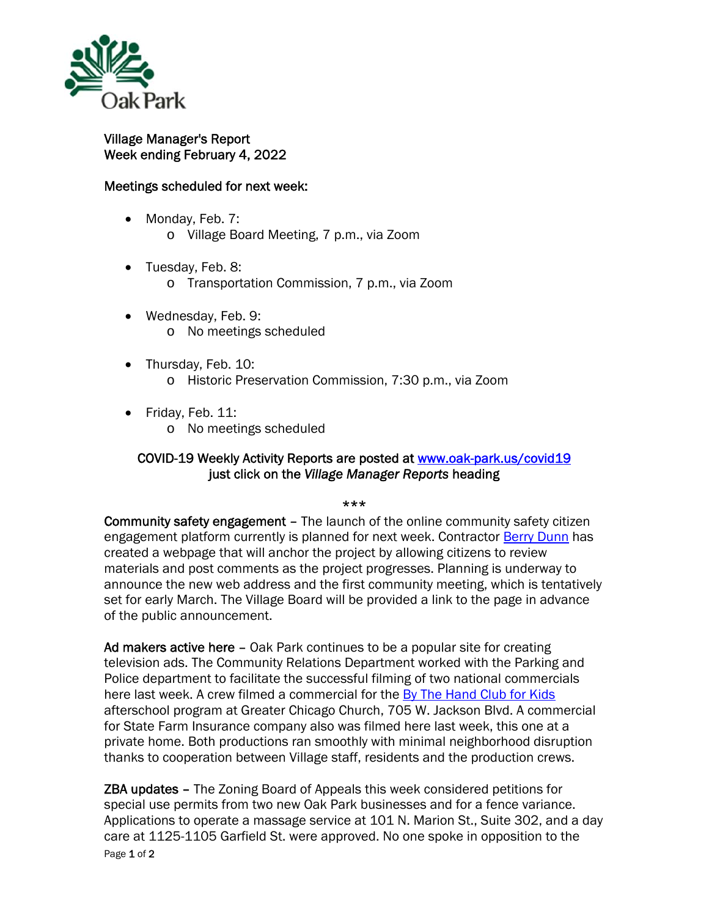Oak Park

# Village Manager's Report
## Week ending February 4, 2022

### Meetings scheduled for next week:

- Monday, Feb. 7:
  - Village Board Meeting, 7 p.m., via Zoom
- Tuesday, Feb. 8:
  - Transportation Commission, 7 p.m., via Zoom
- Wednesday, Feb. 9:
  - No meetings scheduled
- Thursday, Feb. 10:
  - Historic Preservation Commission, 7:30 p.m., via Zoom
- Friday, Feb. 11:
  - No meetings scheduled

COVID-19 Weekly Activity Reports are posted at [www.oak-park.us/covid19](www.oak-park.us/covid19) just click on the *Village Manager Reports* heading

***

**Community safety engagement** – The launch of the online community safety citizen engagement platform currently is planned for next week. Contractor [Berry Dunn]() has created a webpage that will anchor the project by allowing citizens to review materials and post comments as the project progresses. Planning is underway to announce the new web address and the first community meeting, which is tentatively set for early March. The Village Board will be provided a link to the page in advance of the public announcement.

**Ad makers active here** – Oak Park continues to be a popular site for creating television ads. The Community Relations Department worked with the Parking and Police department to facilitate the successful filming of two national commercials here last week. A crew filmed a commercial for the [By The Hand Club for Kids]() afterschool program at Greater Chicago Church, 705 W. Jackson Blvd. A commercial for State Farm Insurance company also was filmed here last week, this one at a private home. Both productions ran smoothly with minimal neighborhood disruption thanks to cooperation between Village staff, residents and the production crews.

**ZBA updates** – The Zoning Board of Appeals this week considered petitions for special use permits from two new Oak Park businesses and for a fence variance. Applications to operate a massage service at 101 N. Marion St., Suite 302, and a day care at 1125-1105 Garfield St. were approved. No one spoke in opposition to the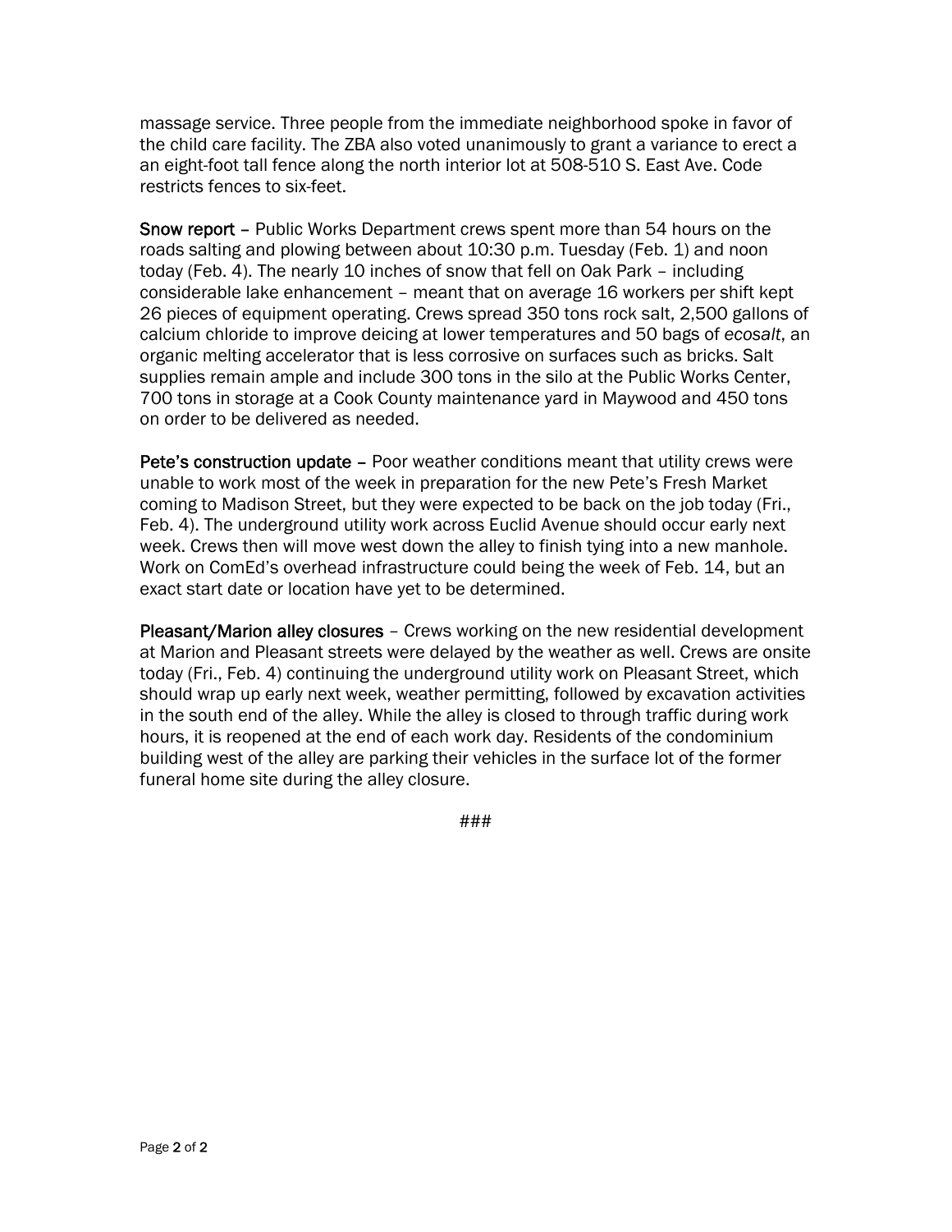massage service. Three people from the immediate neighborhood spoke in favor of the child care facility. The ZBA also voted unanimously to grant a variance to erect a an eight-foot tall fence along the north interior lot at 508-510 S. East Ave. Code restricts fences to six-feet.

**Snow report** – Public Works Department crews spent more than 54 hours on the roads salting and plowing between about 10:30 p.m. Tuesday (Feb. 1) and noon today (Feb. 4). The nearly 10 inches of snow that fell on Oak Park – including considerable lake enhancement – meant that on average 16 workers per shift kept 26 pieces of equipment operating. Crews spread 350 tons rock salt, 2,500 gallons of calcium chloride to improve deicing at lower temperatures and 50 bags of *ecosalt*, an organic melting accelerator that is less corrosive on surfaces such as bricks. Salt supplies remain ample and include 300 tons in the silo at the Public Works Center, 700 tons in storage at a Cook County maintenance yard in Maywood and 450 tons on order to be delivered as needed.

**Pete's construction update** – Poor weather conditions meant that utility crews were unable to work most of the week in preparation for the new Pete's Fresh Market coming to Madison Street, but they were expected to be back on the job today (Fri., Feb. 4). The underground utility work across Euclid Avenue should occur early next week. Crews then will move west down the alley to finish tying into a new manhole. Work on ComEd's overhead infrastructure could being the week of Feb. 14, but an exact start date or location have yet to be determined.

**Pleasant/Marion alley closures** – Crews working on the new residential development at Marion and Pleasant streets were delayed by the weather as well. Crews are onsite today (Fri., Feb. 4) continuing the underground utility work on Pleasant Street, which should wrap up early next week, weather permitting, followed by excavation activities in the south end of the alley. While the alley is closed to through traffic during work hours, it is reopened at the end of each work day. Residents of the condominium building west of the alley are parking their vehicles in the surface lot of the former funeral home site during the alley closure.

###